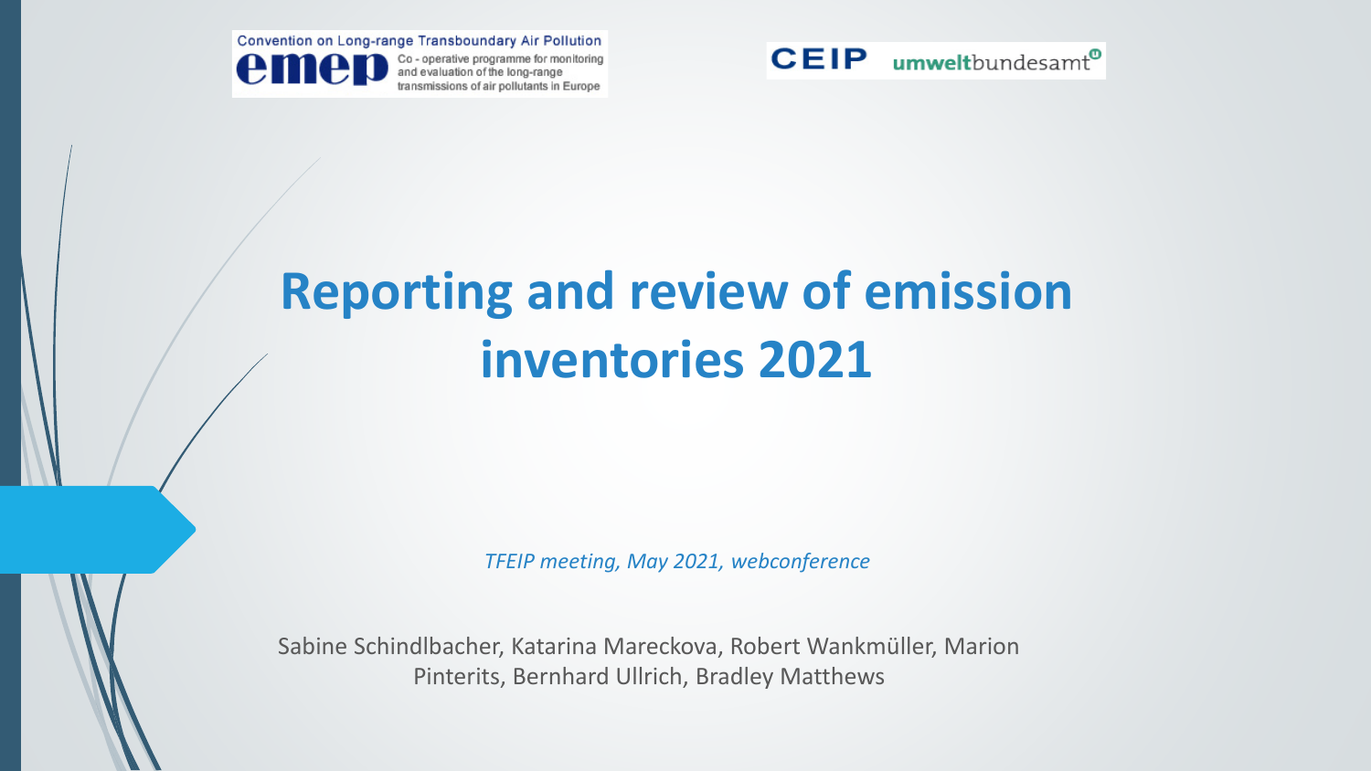Convention on Long-range Transboundary Air Pollution

emep Co - operative programme for monitoring and evaluation of the long-range transmissions of air pollutants in Europe

CEIP umweltbundesamt

# Reporting and review of emission inventories 2021

*TFEIP meeting, May 2021, webconference*

Sabine Schindlbacher, Katarina Mareckova, Robert Wankmüller, Marion Pinterits, Bernhard Ullrich, Bradley Matthews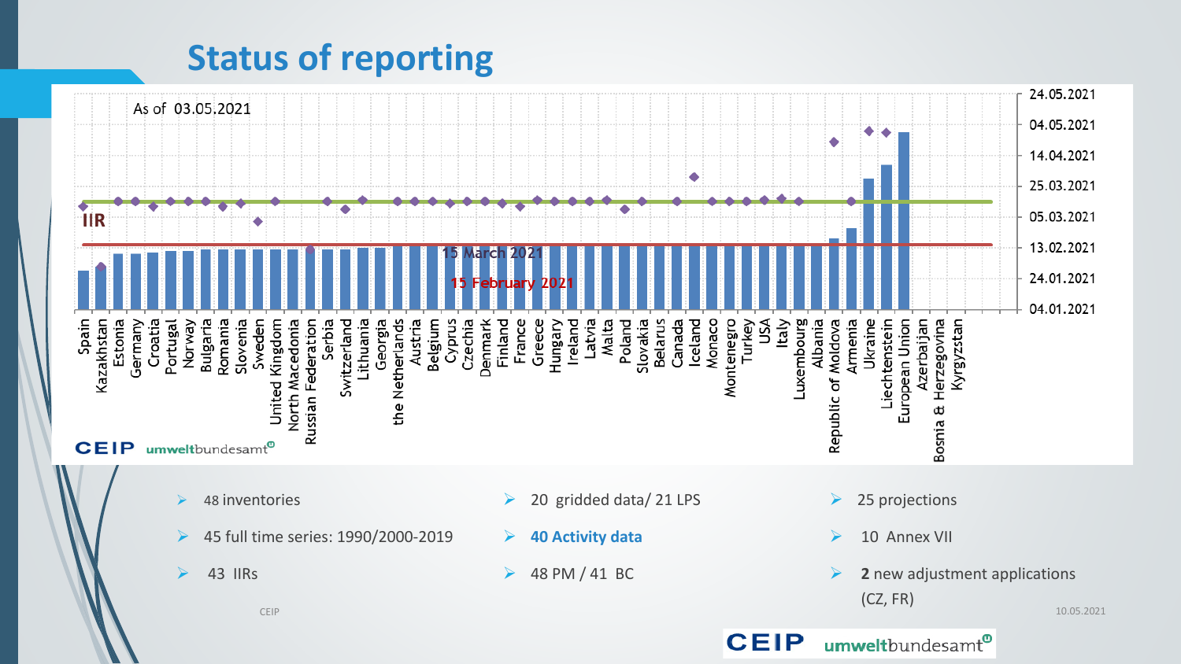# Status of reporting

As of 03.05.2021

IIR

15 March 2021

15 February 2021

Spain, Kazakhstan, Estonia, Germany, Croatia, Portugal, Norway, Bulgaria, Romania, Slovenia, Sweden, United Kingdom, North Macedonia, Russian Federation, Serbia, Switzerland, Lithuania, Georgia, the Netherlands, Austria, Belgium, Cyprus, Czechia, Denmark, Finland, France, Greece, Hungary, Ireland, Latvia, Malta, Poland, Slovakia, Belarus, Canada, Iceland, Monaco, Montenegro, Turkey, USA, Italy, Luxembourg, Albania, Republic of Moldova, Armenia, Ukraine, Liechtenstein, European Union, Azerbaijan, Bosnia & Herzegovina, Kyrgyzstan

24.05.2021, 04.05.2021, 14.04.2021, 25.03.2021, 05.03.2021, 13.02.2021, 24.01.2021, 04.01.2021

CEIP umweltbundesamt

- 48 inventories
- 45 full time series: 1990/2000-2019
- 43 IIRs
- 20 gridded data/ 21 LPS
- **40 Activity data**
- 48 PM / 41 BC
- 25 projections
- 10 Annex VII
- **2** new adjustment applications (CZ, FR)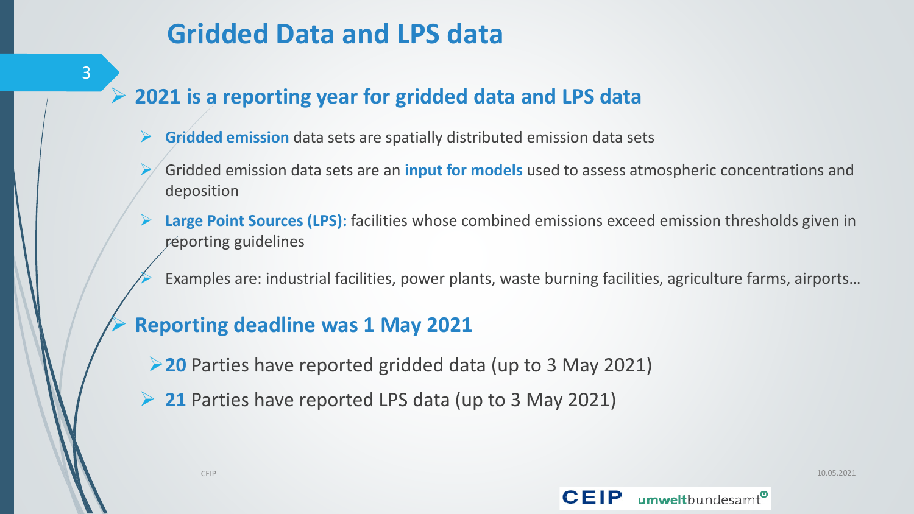# Gridded Data and LPS data

- **2021 is a reporting year for gridded data and LPS data**
  - **Gridded emission** data sets are spatially distributed emission data sets
  - Gridded emission data sets are an **input for models** used to assess atmospheric concentrations and deposition
  - **Large Point Sources (LPS):** facilities whose combined emissions exceed emission thresholds given in reporting guidelines
  - Examples are: industrial facilities, power plants, waste burning facilities, agriculture farms, airports…
- **Reporting deadline was 1 May 2021**
  - **20** Parties have reported gridded data (up to 3 May 2021)
  - **21** Parties have reported LPS data (up to 3 May 2021)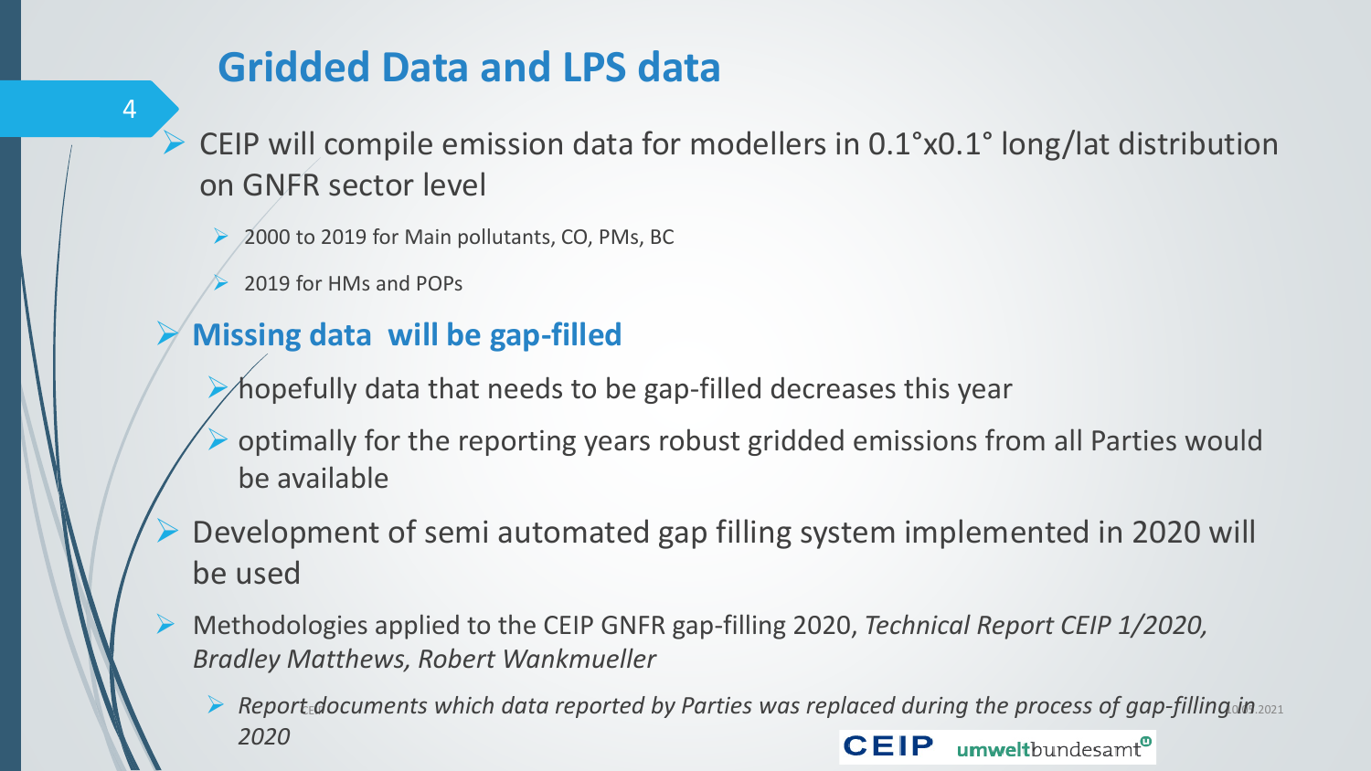## Gridded Data and LPS data

- CEIP will compile emission data for modellers in 0.1°x0.1° long/lat distribution on GNFR sector level
  - 2000 to 2019 for Main pollutants, CO, PMs, BC
  - 2019 for HMs and POPs
- **Missing data will be gap-filled**
  - hopefully data that needs to be gap-filled decreases this year
  - optimally for the reporting years robust gridded emissions from all Parties would be available
- Development of semi automated gap filling system implemented in 2020 will be used
- Methodologies applied to the CEIP GNFR gap-filling 2020, *Technical Report CEIP 1/2020, Bradley Matthews, Robert Wankmueller*
  - *Report documents which data reported by Parties was replaced during the process of gap-filling in 2020*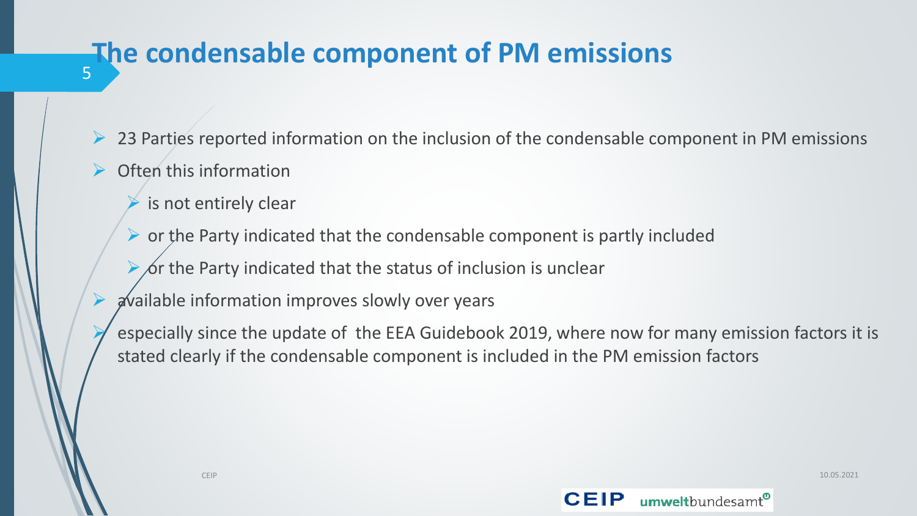# The condensable component of PM emissions

- 23 Parties reported information on the inclusion of the condensable component in PM emissions
- Often this information
  - is not entirely clear
  - or the Party indicated that the condensable component is partly included
  - or the Party indicated that the status of inclusion is unclear
- available information improves slowly over years
- especially since the update of the EEA Guidebook 2019, where now for many emission factors it is stated clearly if the condensable component is included in the PM emission factors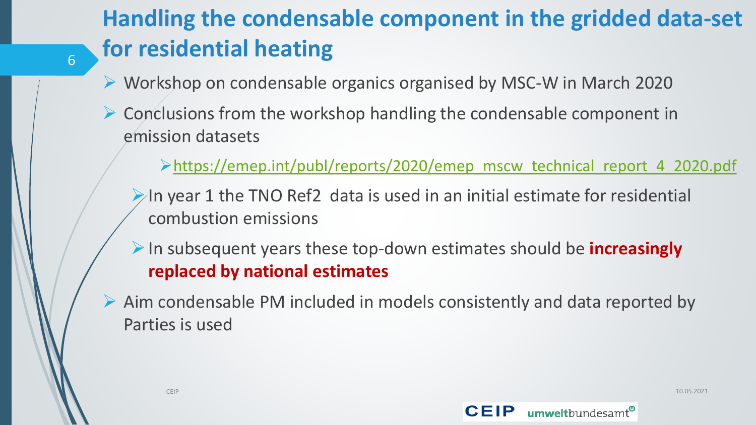# Handling the condensable component in the gridded data-set for residential heating

- Workshop on condensable organics organised by MSC-W in March 2020
- Conclusions from the workshop handling the condensable component in emission datasets
  - https://emep.int/publ/reports/2020/emep_mscw_technical_report_4_2020.pdf
  - In year 1 the TNO Ref2 data is used in an initial estimate for residential combustion emissions
  - In subsequent years these top-down estimates should be **increasingly replaced by national estimates**
- Aim condensable PM included in models consistently and data reported by Parties is used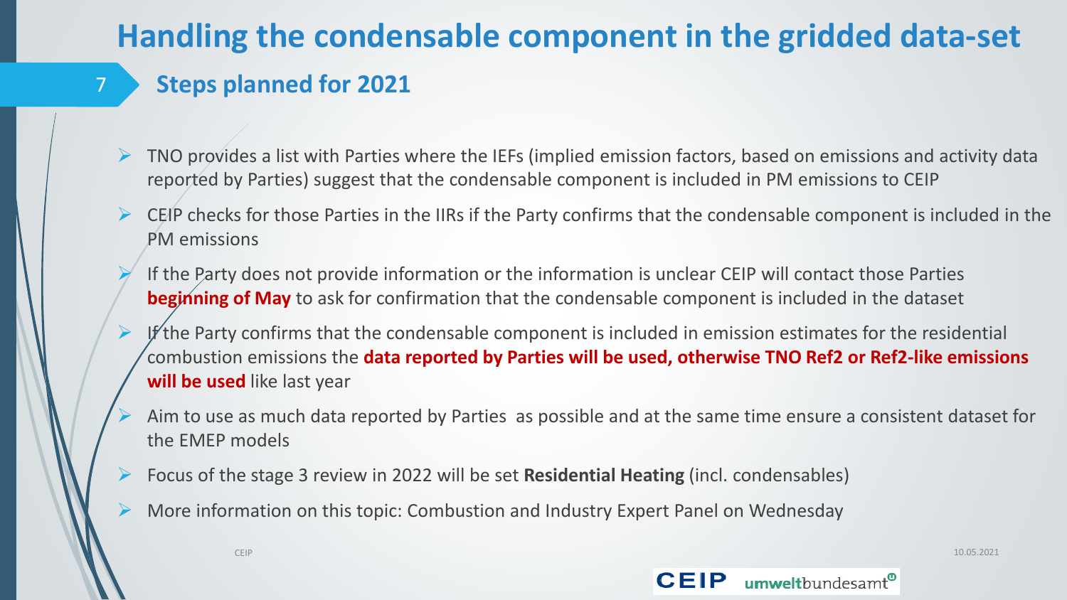# Handling the condensable component in the gridded data-set

## Steps planned for 2021

- TNO provides a list with Parties where the IEFs (implied emission factors, based on emissions and activity data reported by Parties) suggest that the condensable component is included in PM emissions to CEIP
- CEIP checks for those Parties in the IIRs if the Party confirms that the condensable component is included in the PM emissions
- If the Party does not provide information or the information is unclear CEIP will contact those Parties **beginning of May** to ask for confirmation that the condensable component is included in the dataset
- If the Party confirms that the condensable component is included in emission estimates for the residential combustion emissions the **data reported by Parties will be used, otherwise TNO Ref2 or Ref2-like emissions will be used** like last year
- Aim to use as much data reported by Parties as possible and at the same time ensure a consistent dataset for the EMEP models
- Focus of the stage 3 review in 2022 will be set **Residential Heating** (incl. condensables)
- More information on this topic: Combustion and Industry Expert Panel on Wednesday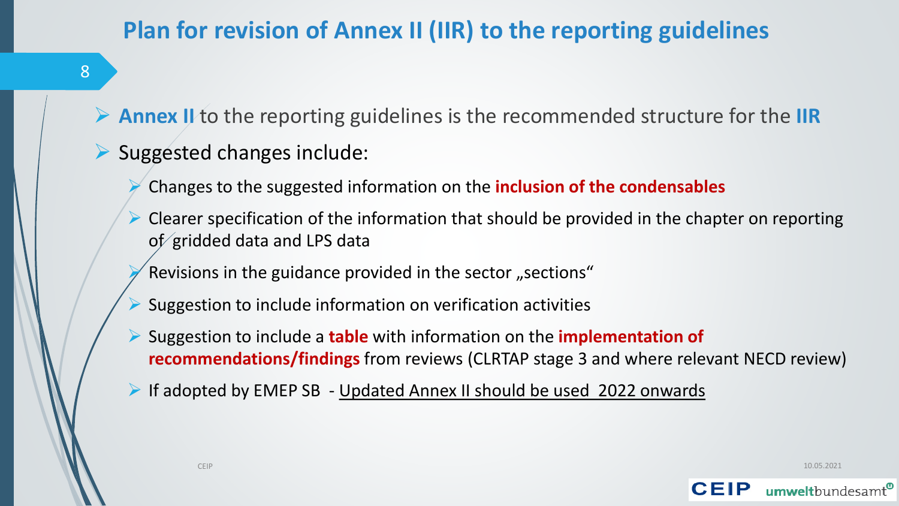# Plan for revision of Annex II (IIR) to the reporting guidelines

- **Annex II** to the reporting guidelines is the recommended structure for the **IIR**
- Suggested changes include:
  - Changes to the suggested information on the **inclusion of the condensables**
  - Clearer specification of the information that should be provided in the chapter on reporting of gridded data and LPS data
  - Revisions in the guidance provided in the sector „sections"
  - Suggestion to include information on verification activities
  - Suggestion to include a **table** with information on the **implementation of recommendations/findings** from reviews (CLRTAP stage 3 and where relevant NECD review)
  - If adopted by EMEP SB - Updated Annex II should be used 2022 onwards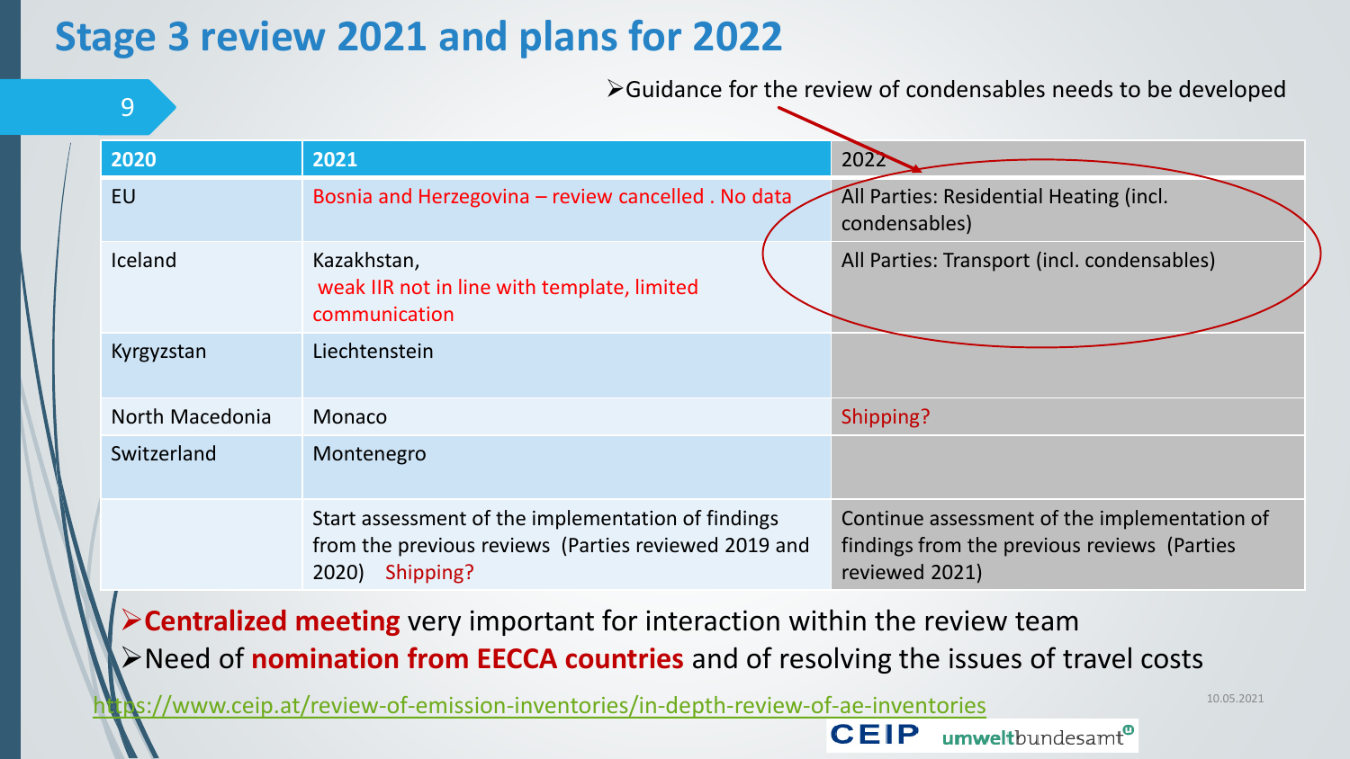# Stage 3 review 2021 and plans for 2022

- Guidance for the review of condensables needs to be developed

| 2020 | 2021 | 2022 |
|---|---|---|
| EU | Bosnia and Herzegovina – review cancelled . No data | All Parties: Residential Heating (incl. condensables) |
| Iceland | Kazakhstan, weak IIR not in line with template, limited communication | All Parties: Transport (incl. condensables) |
| Kyrgyzstan | Liechtenstein | |
| North Macedonia | Monaco | Shipping? |
| Switzerland | Montenegro | |
| | Start assessment of the implementation of findings from the previous reviews (Parties reviewed 2019 and 2020) Shipping? | Continue assessment of the implementation of findings from the previous reviews (Parties reviewed 2021) |

- **Centralized meeting** very important for interaction within the review team
- Need of **nomination from EECCA countries** and of resolving the issues of travel costs

https://www.ceip.at/review-of-emission-inventories/in-depth-review-of-ae-inventories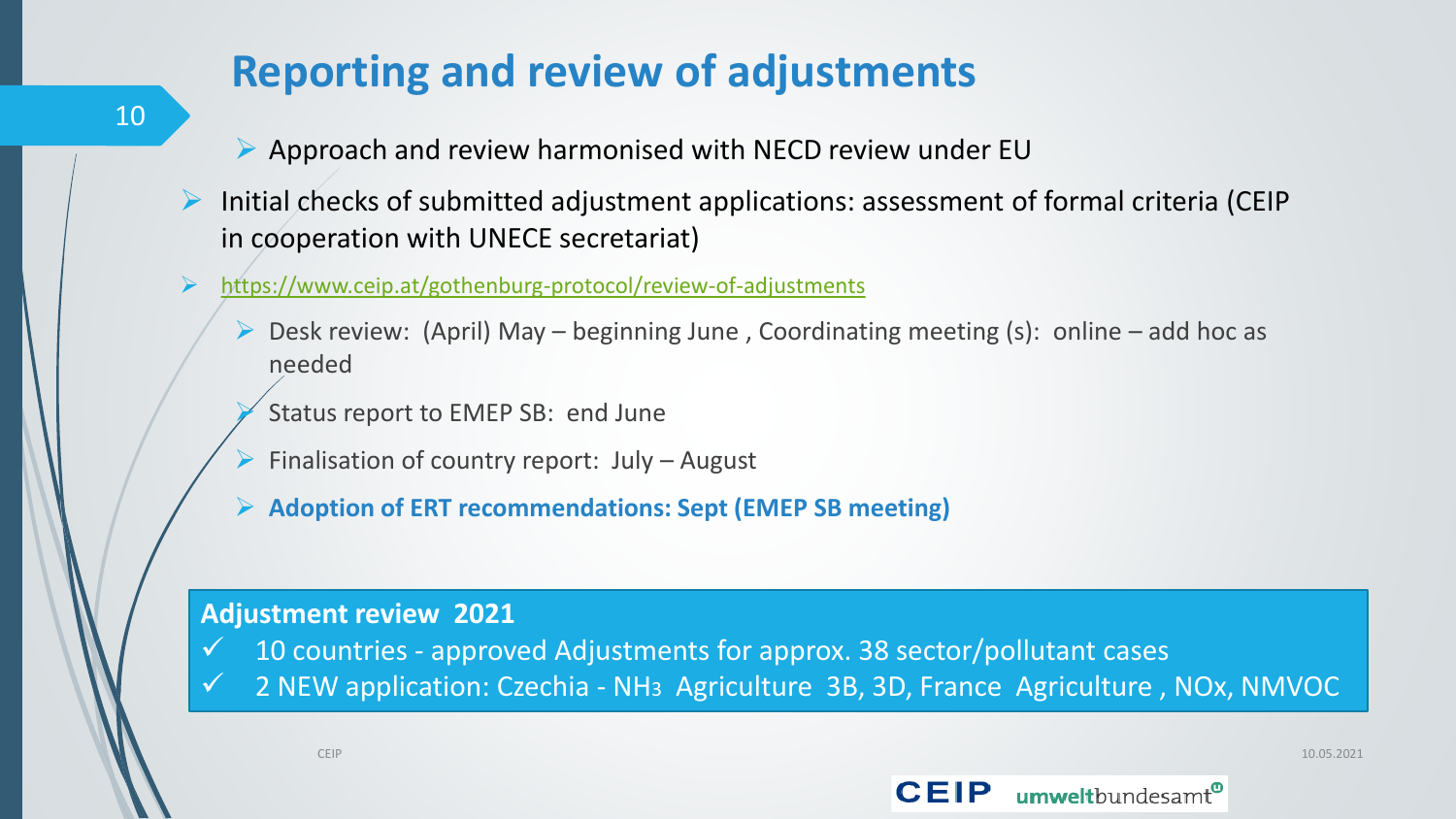# Reporting and review of adjustments

- Approach and review harmonised with NECD review under EU
- Initial checks of submitted adjustment applications: assessment of formal criteria (CEIP in cooperation with UNECE secretariat)
- https://www.ceip.at/gothenburg-protocol/review-of-adjustments
  - Desk review: (April) May – beginning June , Coordinating meeting (s): online – add hoc as needed
  - Status report to EMEP SB: end June
  - Finalisation of country report: July – August
  - **Adoption of ERT recommendations: Sept (EMEP SB meeting)**

**Adjustment review 2021**

- ✓ 10 countries - approved Adjustments for approx. 38 sector/pollutant cases
- ✓ 2 NEW application: Czechia - $NH_3$ Agriculture 3B, 3D, France Agriculture , NOx, NMVOC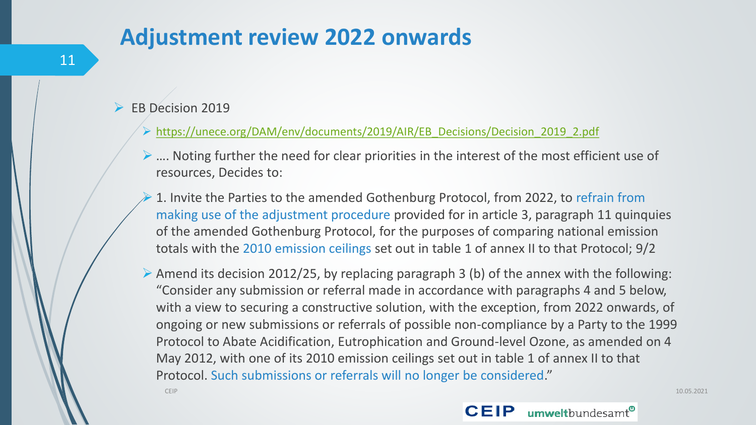# Adjustment review 2022 onwards

- EB Decision 2019
  - https://unece.org/DAM/env/documents/2019/AIR/EB_Decisions/Decision_2019_2.pdf
  - …. Noting further the need for clear priorities in the interest of the most efficient use of resources, Decides to:
  - 1. Invite the Parties to the amended Gothenburg Protocol, from 2022, to refrain from making use of the adjustment procedure provided for in article 3, paragraph 11 quinquies of the amended Gothenburg Protocol, for the purposes of comparing national emission totals with the 2010 emission ceilings set out in table 1 of annex II to that Protocol; 9/2
  - Amend its decision 2012/25, by replacing paragraph 3 (b) of the annex with the following: "Consider any submission or referral made in accordance with paragraphs 4 and 5 below, with a view to securing a constructive solution, with the exception, from 2022 onwards, of ongoing or new submissions or referrals of possible non-compliance by a Party to the 1999 Protocol to Abate Acidification, Eutrophication and Ground-level Ozone, as amended on 4 May 2012, with one of its 2010 emission ceilings set out in table 1 of annex II to that Protocol. Such submissions or referrals will no longer be considered."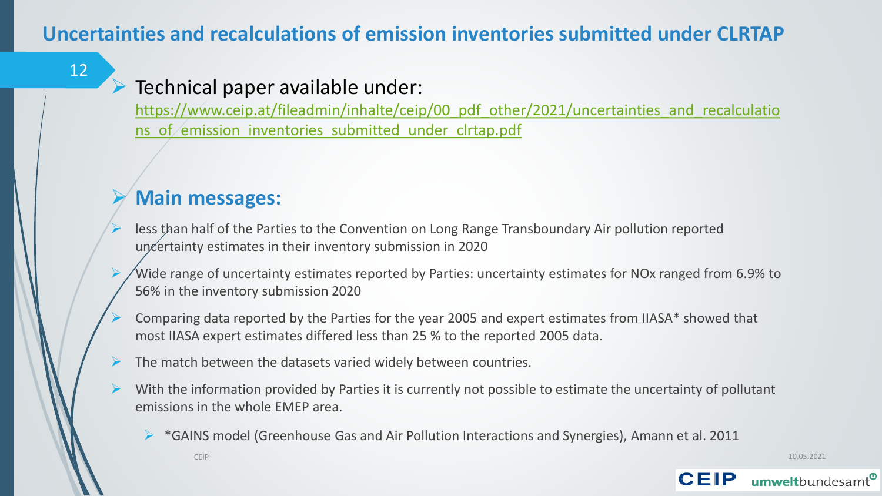# Uncertainties and recalculations of emission inventories submitted under CLRTAP

- Technical paper available under:
  https://www.ceip.at/fileadmin/inhalte/ceip/00_pdf_other/2021/uncertainties_and_recalculations_of_emission_inventories_submitted_under_clrtap.pdf

- **Main messages:**
- less than half of the Parties to the Convention on Long Range Transboundary Air pollution reported uncertainty estimates in their inventory submission in 2020
- Wide range of uncertainty estimates reported by Parties: uncertainty estimates for NOx ranged from 6.9% to 56% in the inventory submission 2020
- Comparing data reported by the Parties for the year 2005 and expert estimates from IIASA* showed that most IIASA expert estimates differed less than 25 % to the reported 2005 data.
- The match between the datasets varied widely between countries.
- With the information provided by Parties it is currently not possible to estimate the uncertainty of pollutant emissions in the whole EMEP area.
  - *GAINS model (Greenhouse Gas and Air Pollution Interactions and Synergies), Amann et al. 2011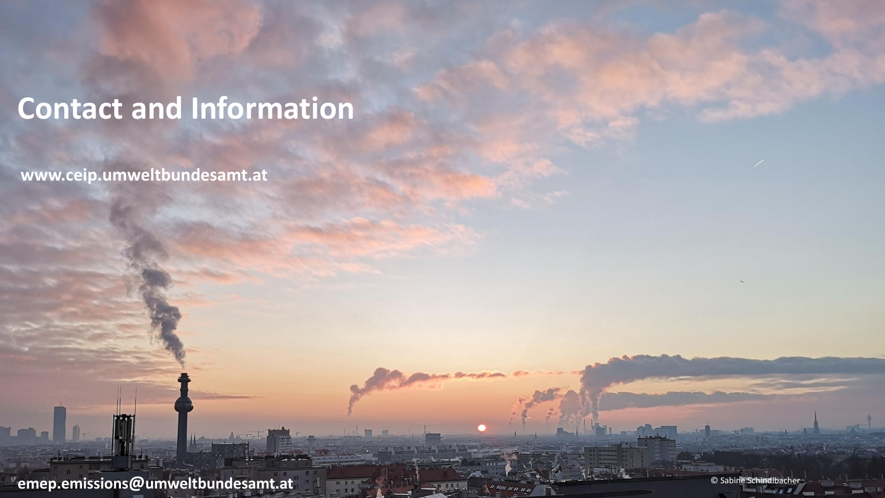# Contact and Information

www.ceip.umweltbundesamt.at

emep.emissions@umweltbundesamt.at

© Sabine Schindlbacher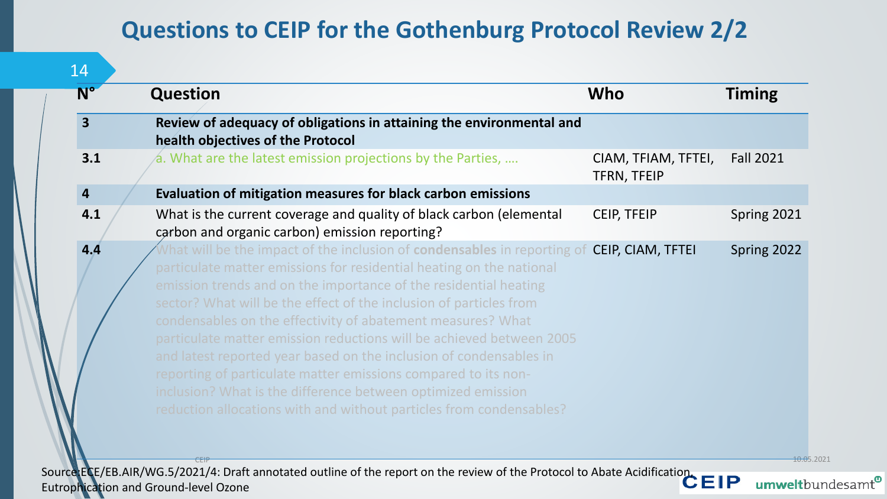# Questions to CEIP for the Gothenburg Protocol Review 2/2

| N° | Question | Who | Timing |
|---|---|---|---|
| **3** | **Review of adequacy of obligations in attaining the environmental and health objectives of the Protocol** | | |
| **3.1** | a. What are the latest emission projections by the Parties, …. | CIAM, TFIAM, TFTEI, TFRN, TFEIP | Fall 2021 |
| **4** | **Evaluation of mitigation measures for black carbon emissions** | | |
| **4.1** | What is the current coverage and quality of black carbon (elemental carbon and organic carbon) emission reporting? | CEIP, TFEIP | Spring 2021 |
| **4.4** | What will be the impact of the inclusion of **condensables** in reporting of particulate matter emissions for residential heating on the national emission trends and on the importance of the residential heating sector? What will be the effect of the inclusion of particles from condensables on the effectivity of abatement measures? What particulate matter emission reductions will be achieved between 2005 and latest reported year based on the inclusion of condensables in reporting of particulate matter emissions compared to its non-inclusion? What is the difference between optimized emission reduction allocations with and without particles from condensables? | CEIP, CIAM, TFTEI | Spring 2022 |

Source: ECE/EB.AIR/WG.5/2021/4: Draft annotated outline of the report on the review of the Protocol to Abate Acidification, Eutrophication and Ground-level Ozone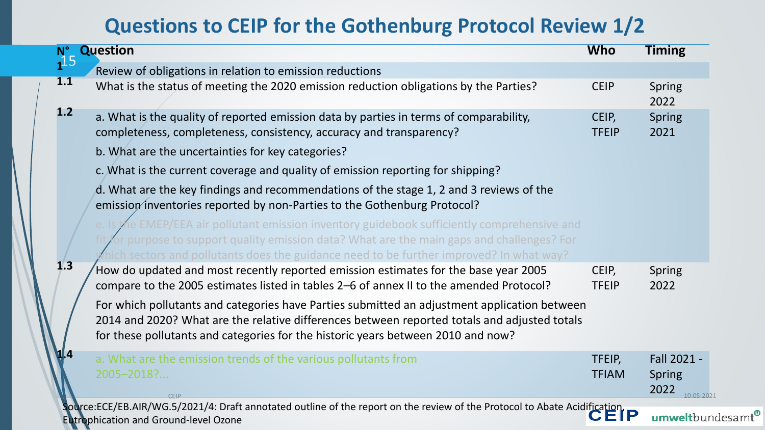# Questions to CEIP for the Gothenburg Protocol Review 1/2

| N° | Question | Who | Timing |
|---|---|---|---|
| 1 | Review of obligations in relation to emission reductions | | |
| 1.1 | What is the status of meeting the 2020 emission reduction obligations by the Parties? | CEIP | Spring 2022 |
| 1.2 | a. What is the quality of reported emission data by parties in terms of comparability, completeness, completeness, consistency, accuracy and transparency?<br>b. What are the uncertainties for key categories?<br>c. What is the current coverage and quality of emission reporting for shipping?<br>d. What are the key findings and recommendations of the stage 1, 2 and 3 reviews of the emission inventories reported by non-Parties to the Gothenburg Protocol?<br>e. Is the EMEP/EEA air pollutant emission inventory guidebook sufficiently comprehensive and fit for purpose to support quality emission data? What are the main gaps and challenges? For which sectors and pollutants does the guidance need to be further improved? In what way? | CEIP, TFEIP | Spring 2021 |
| 1.3 | How do updated and most recently reported emission estimates for the base year 2005 compare to the 2005 estimates listed in tables 2–6 of annex II to the amended Protocol?<br>For which pollutants and categories have Parties submitted an adjustment application between 2014 and 2020? What are the relative differences between reported totals and adjusted totals for these pollutants and categories for the historic years between 2010 and now? | CEIP, TFEIP | Spring 2022 |
| 1.4 | a. What are the emission trends of the various pollutants from 2005–2018?... | TFEIP, TFIAM | Fall 2021 - Spring 2022 |

Source:ECE/EB.AIR/WG.5/2021/4: Draft annotated outline of the report on the review of the Protocol to Abate Acidification, Eutrophication and Ground-level Ozone